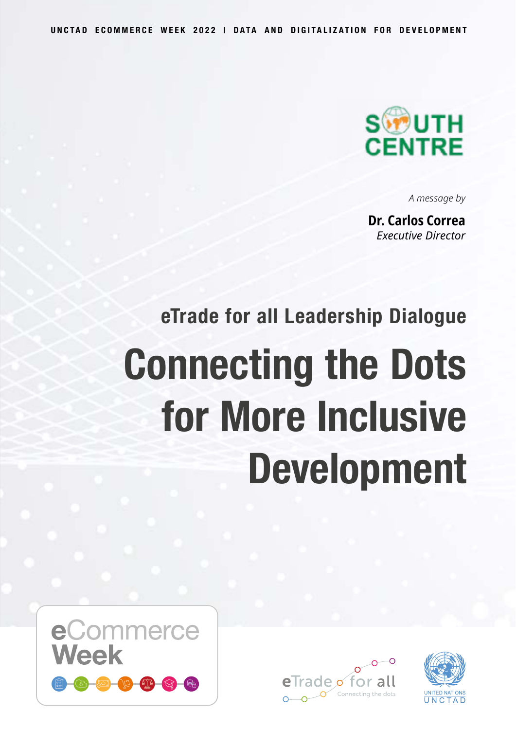UNCTAD ECOMMERCE WEEK 2022 | DATA AND DIGITALIZATION FOR DEVELOPMENT

SOUTH CENTRE

*A message by*

**Dr. Carlos Correa**
*Executive Director*

## eTrade for all Leadership Dialogue

# Connecting the Dots for More Inclusive Development

eCommerce Week

eTrade for all — Connecting the dots

UNITED NATIONS UNCTAD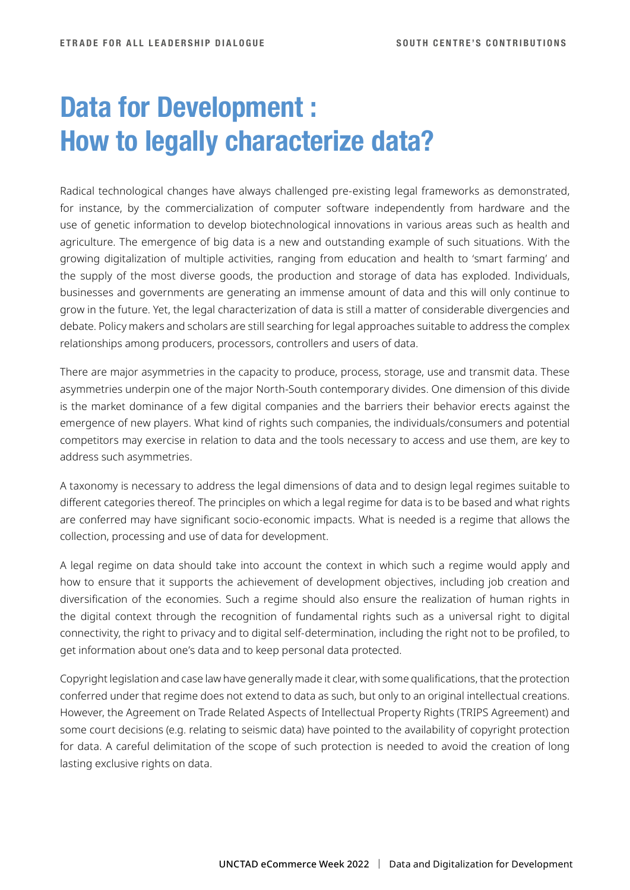# Data for Development : How to legally characterize data?

Radical technological changes have always challenged pre-existing legal frameworks as demonstrated, for instance, by the commercialization of computer software independently from hardware and the use of genetic information to develop biotechnological innovations in various areas such as health and agriculture. The emergence of big data is a new and outstanding example of such situations. With the growing digitalization of multiple activities, ranging from education and health to 'smart farming' and the supply of the most diverse goods, the production and storage of data has exploded. Individuals, businesses and governments are generating an immense amount of data and this will only continue to grow in the future. Yet, the legal characterization of data is still a matter of considerable divergencies and debate. Policy makers and scholars are still searching for legal approaches suitable to address the complex relationships among producers, processors, controllers and users of data.

There are major asymmetries in the capacity to produce, process, storage, use and transmit data. These asymmetries underpin one of the major North-South contemporary divides. One dimension of this divide is the market dominance of a few digital companies and the barriers their behavior erects against the emergence of new players. What kind of rights such companies, the individuals/consumers and potential competitors may exercise in relation to data and the tools necessary to access and use them, are key to address such asymmetries.

A taxonomy is necessary to address the legal dimensions of data and to design legal regimes suitable to different categories thereof. The principles on which a legal regime for data is to be based and what rights are conferred may have significant socio-economic impacts. What is needed is a regime that allows the collection, processing and use of data for development.

A legal regime on data should take into account the context in which such a regime would apply and how to ensure that it supports the achievement of development objectives, including job creation and diversification of the economies. Such a regime should also ensure the realization of human rights in the digital context through the recognition of fundamental rights such as a universal right to digital connectivity, the right to privacy and to digital self-determination, including the right not to be profiled, to get information about one's data and to keep personal data protected.

Copyright legislation and case law have generally made it clear, with some qualifications, that the protection conferred under that regime does not extend to data as such, but only to an original intellectual creations. However, the Agreement on Trade Related Aspects of Intellectual Property Rights (TRIPS Agreement) and some court decisions (e.g. relating to seismic data) have pointed to the availability of copyright protection for data. A careful delimitation of the scope of such protection is needed to avoid the creation of long lasting exclusive rights on data.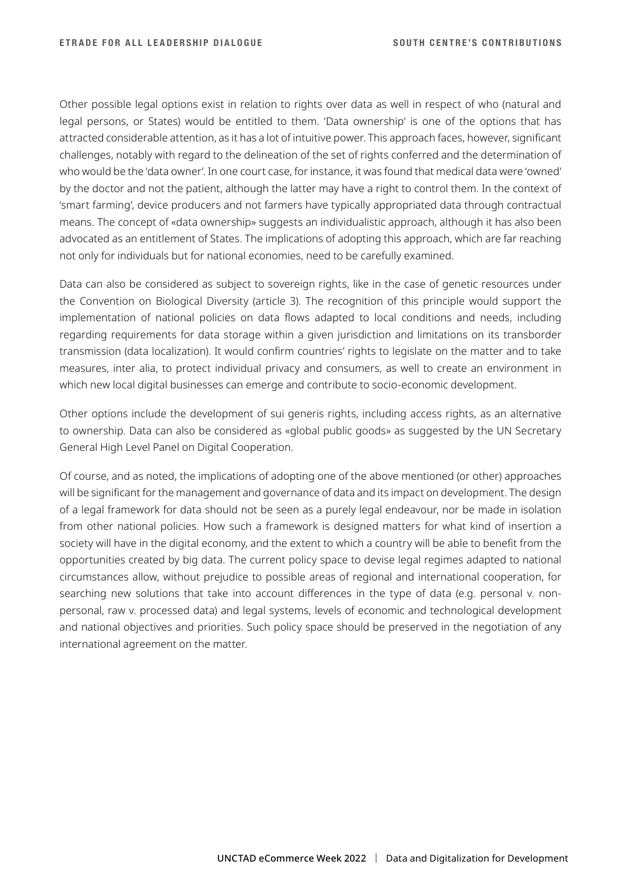Other possible legal options exist in relation to rights over data as well in respect of who (natural and legal persons, or States) would be entitled to them. 'Data ownership' is one of the options that has attracted considerable attention, as it has a lot of intuitive power. This approach faces, however, significant challenges, notably with regard to the delineation of the set of rights conferred and the determination of who would be the 'data owner'. In one court case, for instance, it was found that medical data were 'owned' by the doctor and not the patient, although the latter may have a right to control them. In the context of 'smart farming', device producers and not farmers have typically appropriated data through contractual means. The concept of «data ownership» suggests an individualistic approach, although it has also been advocated as an entitlement of States. The implications of adopting this approach, which are far reaching not only for individuals but for national economies, need to be carefully examined.

Data can also be considered as subject to sovereign rights, like in the case of genetic resources under the Convention on Biological Diversity (article 3). The recognition of this principle would support the implementation of national policies on data flows adapted to local conditions and needs, including regarding requirements for data storage within a given jurisdiction and limitations on its transborder transmission (data localization). It would confirm countries' rights to legislate on the matter and to take measures, inter alia, to protect individual privacy and consumers, as well to create an environment in which new local digital businesses can emerge and contribute to socio-economic development.

Other options include the development of sui generis rights, including access rights, as an alternative to ownership. Data can also be considered as «global public goods» as suggested by the UN Secretary General High Level Panel on Digital Cooperation.

Of course, and as noted, the implications of adopting one of the above mentioned (or other) approaches will be significant for the management and governance of data and its impact on development. The design of a legal framework for data should not be seen as a purely legal endeavour, nor be made in isolation from other national policies. How such a framework is designed matters for what kind of insertion a society will have in the digital economy, and the extent to which a country will be able to benefit from the opportunities created by big data. The current policy space to devise legal regimes adapted to national circumstances allow, without prejudice to possible areas of regional and international cooperation, for searching new solutions that take into account differences in the type of data (e.g. personal v. non-personal, raw v. processed data) and legal systems, levels of economic and technological development and national objectives and priorities. Such policy space should be preserved in the negotiation of any international agreement on the matter.